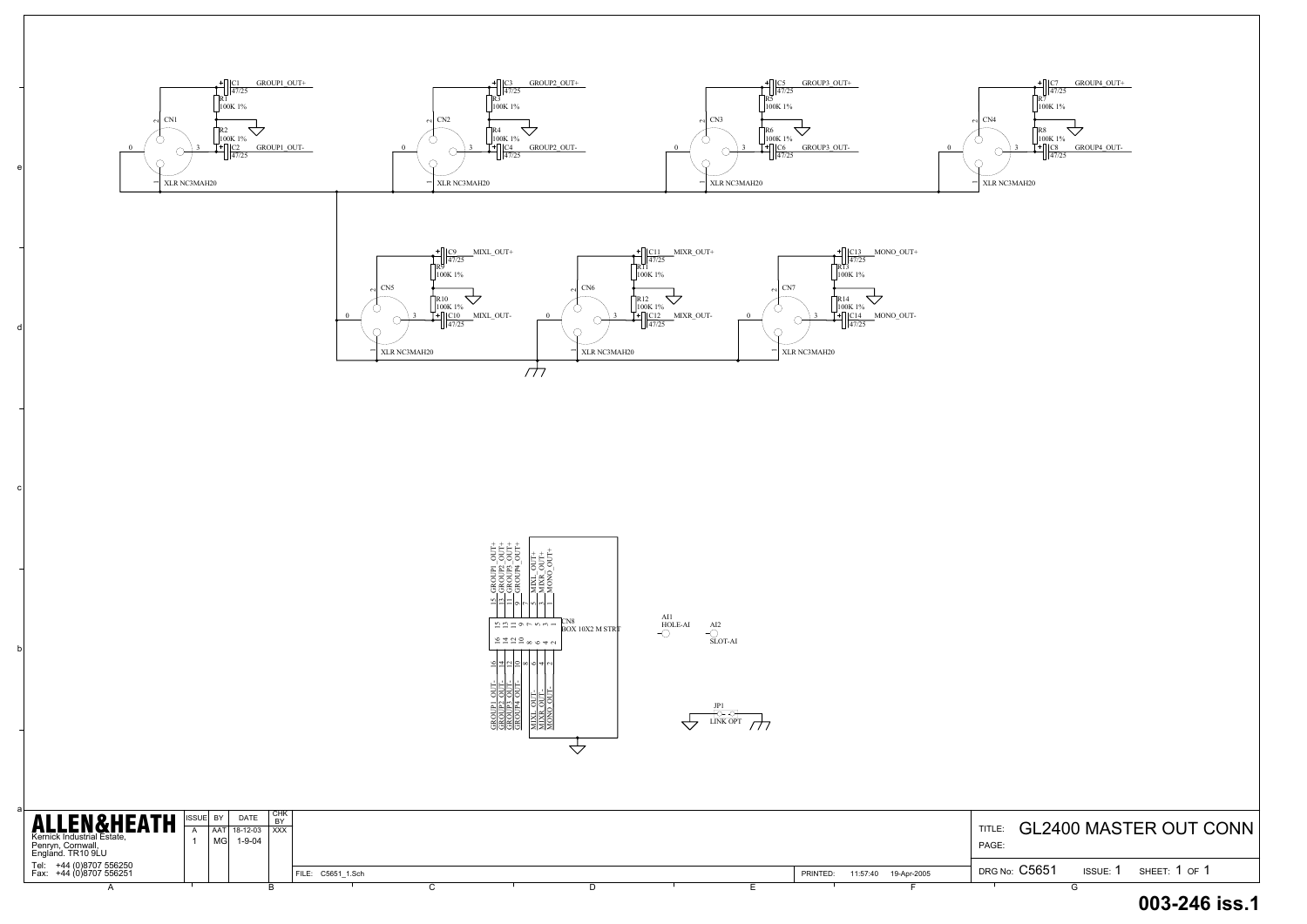CN1 XLR NC3MAH20 — C1 47/25 GROUP1_OUT+ ; R1 100K 1% ; R2 100K 1% ; C2 47/25 GROUP1_OUT-

CN2 XLR NC3MAH20 — C3 47/25 GROUP2_OUT+ ; R3 100K 1% ; R4 100K 1% ; C4 47/25 GROUP2_OUT-

CN3 XLR NC3MAH20 — C5 47/25 GROUP3_OUT+ ; R5 100K 1% ; R6 100K 1% ; C6 47/25 GROUP3_OUT-

CN4 XLR NC3MAH20 — C7 47/25 GROUP4_OUT+ ; R7 100K 1% ; R8 100K 1% ; C8 47/25 GROUP4_OUT-

CN5 XLR NC3MAH20 — C9 47/25 MIXL_OUT+ ; R9 100K 1% ; R10 100K 1% ; C10 47/25 MIXL_OUT-

CN6 XLR NC3MAH20 — C11 47/25 MIXR_OUT+ ; R11 100K 1% ; R12 100K 1% ; C12 47/25 MIXR_OUT-

CN7 XLR NC3MAH20 — C13 47/25 MONO_OUT+ ; R13 100K 1% ; R14 100K 1% ; C14 47/25 MONO_OUT-

CN8 BOX 10X2 M STRT

| Pin | Signal | Pin | Signal |
|---|---|---|---|
| 15 | GROUP1_OUT+ | 16 | GROUP1_OUT- |
| 13 | GROUP2_OUT+ | 14 | GROUP2_OUT- |
| 11 | GROUP3_OUT+ | 12 | GROUP3_OUT- |
| 9 | GROUP4_OUT+ | 10 | GROUP4_OUT- |
| 7 | | 8 | |
| 5 | MIXL_OUT+ | 6 | MIXL_OUT- |
| 3 | MIXR_OUT+ | 4 | MIXR_OUT- |
| 1 | MONO_OUT+ | 2 | MONO_OUT- |

AI1 HOLE-AI

AI2 SLOT-AI

JP1 LINK OPT

**ALLEN&HEATH**

Kernick Industrial Estate,
Penryn, Cornwall,
England. TR10 9LU

Tel: +44 (0)8707 556250
Fax: +44 (0)8707 556251

| ISSUE | BY | DATE | CHK BY |
|---|---|---|---|
| A | AAT | 18-12-03 | XXX |
| 1 | MG | 1-9-04 | |

FILE: C5651_1.Sch

PRINTED: 11:57:40 19-Apr-2005

TITLE: GL2400 MASTER OUT CONN

PAGE:

DRG No: C5651 ISSUE: 1 SHEET: 1 OF 1

**003-246 iss.1**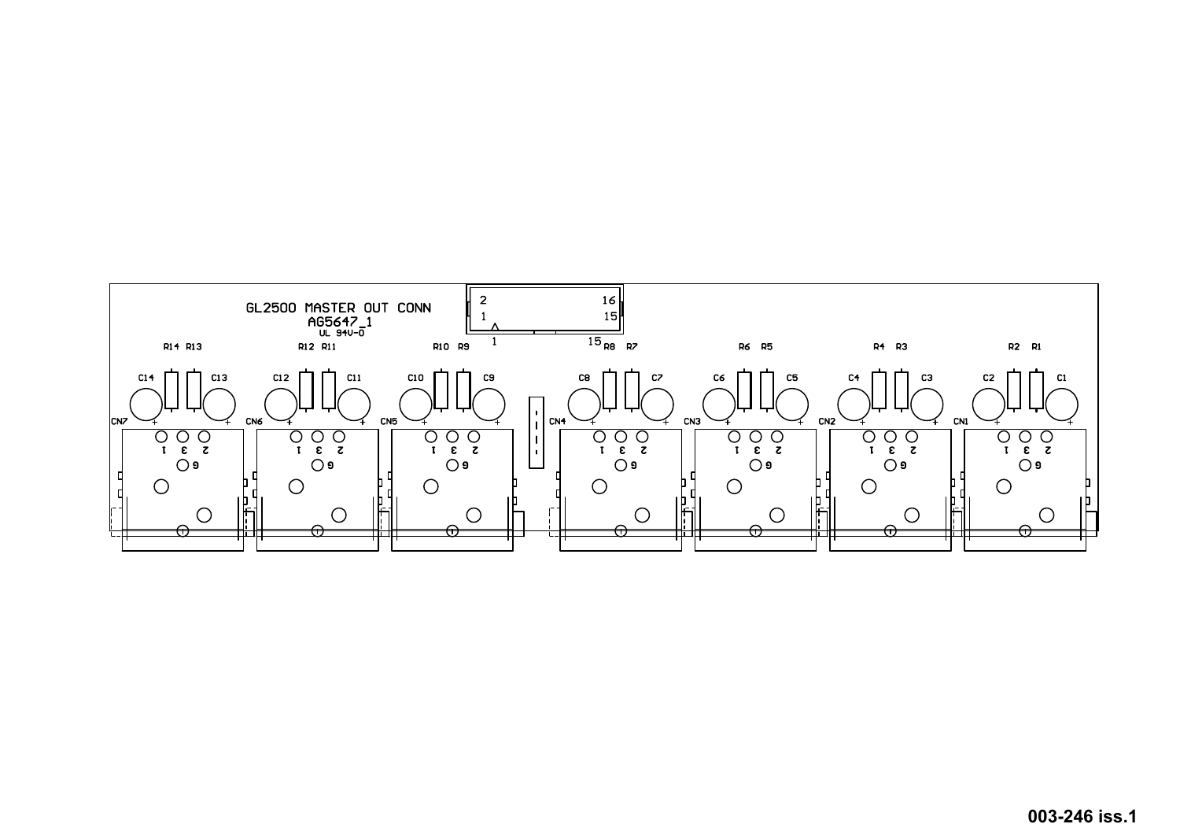GL2500 MASTER OUT CONN
AG5647_1
UL 94V-0

2
1
16
15
1
15

R14 R13
R12 R11
R10 R9
R8 R7
R6 R5
R4 R3
R2 R1

C14 C13
C12 C11
C10 C9
C8 C7
C6 C5
C4 C3
C2 C1

CN7
CN6
CN5
CN4
CN3
CN2
CN1

003-246 iss.1